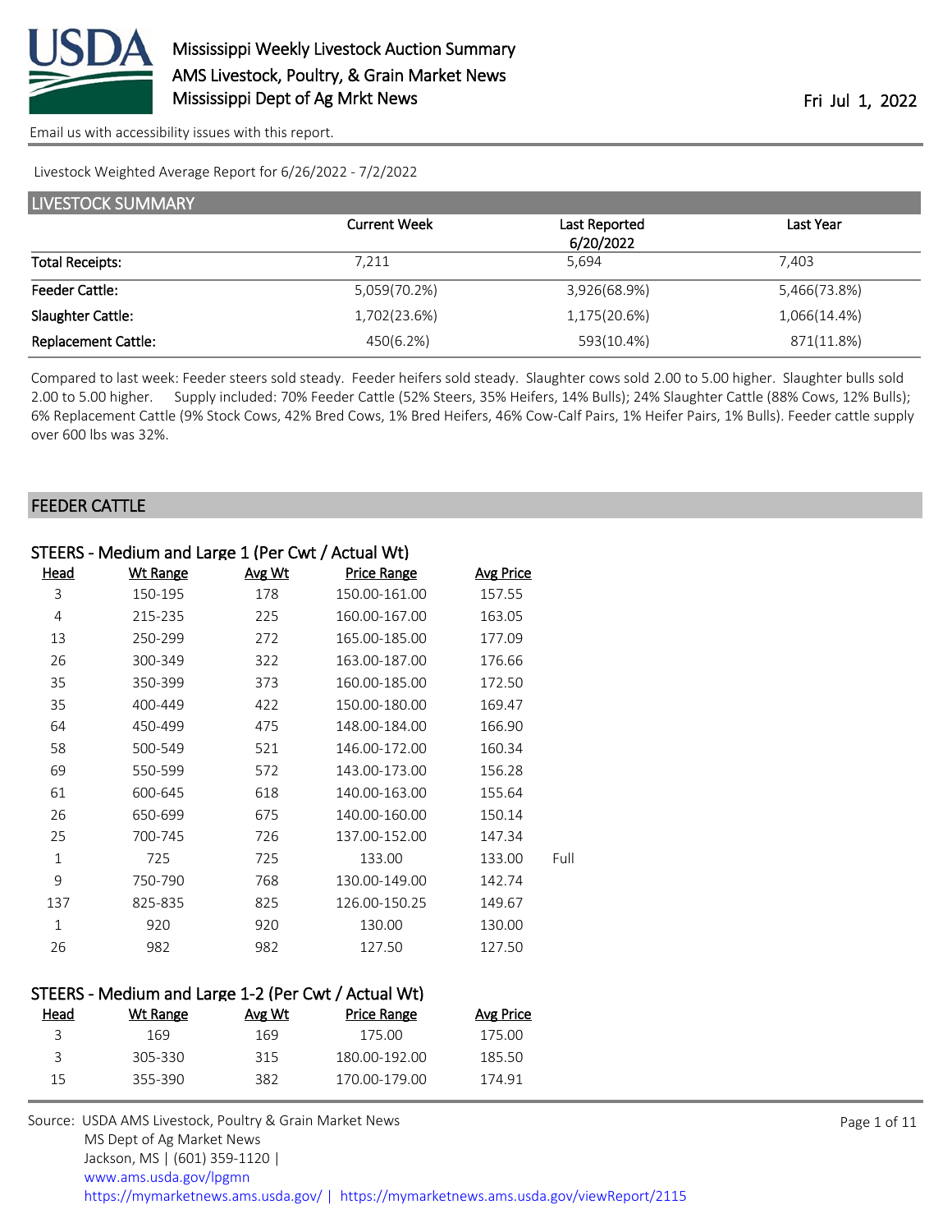Mississippi Weekly Livestock Auction Summary
AMS Livestock, Poultry, & Grain Market News
Mississippi Dept of Ag Mrkt News

Fri Jul 1, 2022

Email us with accessibility issues with this report.

Livestock Weighted Average Report for 6/26/2022 - 7/2/2022

## LIVESTOCK SUMMARY

| | Current Week | Last Reported 6/20/2022 | Last Year |
|---|---|---|---|
| Total Receipts: | 7,211 | 5,694 | 7,403 |
| Feeder Cattle: | 5,059(70.2%) | 3,926(68.9%) | 5,466(73.8%) |
| Slaughter Cattle: | 1,702(23.6%) | 1,175(20.6%) | 1,066(14.4%) |
| Replacement Cattle: | 450(6.2%) | 593(10.4%) | 871(11.8%) |

Compared to last week: Feeder steers sold steady. Feeder heifers sold steady. Slaughter cows sold 2.00 to 5.00 higher. Slaughter bulls sold 2.00 to 5.00 higher. Supply included: 70% Feeder Cattle (52% Steers, 35% Heifers, 14% Bulls); 24% Slaughter Cattle (88% Cows, 12% Bulls); 6% Replacement Cattle (9% Stock Cows, 42% Bred Cows, 1% Bred Heifers, 46% Cow-Calf Pairs, 1% Heifer Pairs, 1% Bulls). Feeder cattle supply over 600 lbs was 32%.

## FEEDER CATTLE

### STEERS - Medium and Large 1 (Per Cwt / Actual Wt)

| Head | Wt Range | Avg Wt | Price Range | Avg Price | |
|---|---|---|---|---|---|
| 3 | 150-195 | 178 | 150.00-161.00 | 157.55 | |
| 4 | 215-235 | 225 | 160.00-167.00 | 163.05 | |
| 13 | 250-299 | 272 | 165.00-185.00 | 177.09 | |
| 26 | 300-349 | 322 | 163.00-187.00 | 176.66 | |
| 35 | 350-399 | 373 | 160.00-185.00 | 172.50 | |
| 35 | 400-449 | 422 | 150.00-180.00 | 169.47 | |
| 64 | 450-499 | 475 | 148.00-184.00 | 166.90 | |
| 58 | 500-549 | 521 | 146.00-172.00 | 160.34 | |
| 69 | 550-599 | 572 | 143.00-173.00 | 156.28 | |
| 61 | 600-645 | 618 | 140.00-163.00 | 155.64 | |
| 26 | 650-699 | 675 | 140.00-160.00 | 150.14 | |
| 25 | 700-745 | 726 | 137.00-152.00 | 147.34 | |
| 1 | 725 | 725 | 133.00 | 133.00 | Full |
| 9 | 750-790 | 768 | 130.00-149.00 | 142.74 | |
| 137 | 825-835 | 825 | 126.00-150.25 | 149.67 | |
| 1 | 920 | 920 | 130.00 | 130.00 | |
| 26 | 982 | 982 | 127.50 | 127.50 | |

### STEERS - Medium and Large 1-2 (Per Cwt / Actual Wt)

| Head | Wt Range | Avg Wt | Price Range | Avg Price |
|---|---|---|---|---|
| 3 | 169 | 169 | 175.00 | 175.00 |
| 3 | 305-330 | 315 | 180.00-192.00 | 185.50 |
| 15 | 355-390 | 382 | 170.00-179.00 | 174.91 |

Source: USDA AMS Livestock, Poultry & Grain Market News
MS Dept of Ag Market News
Jackson, MS | (601) 359-1120 |
www.ams.usda.gov/lpgmn
https://mymarketnews.ams.usda.gov/ | https://mymarketnews.ams.usda.gov/viewReport/2115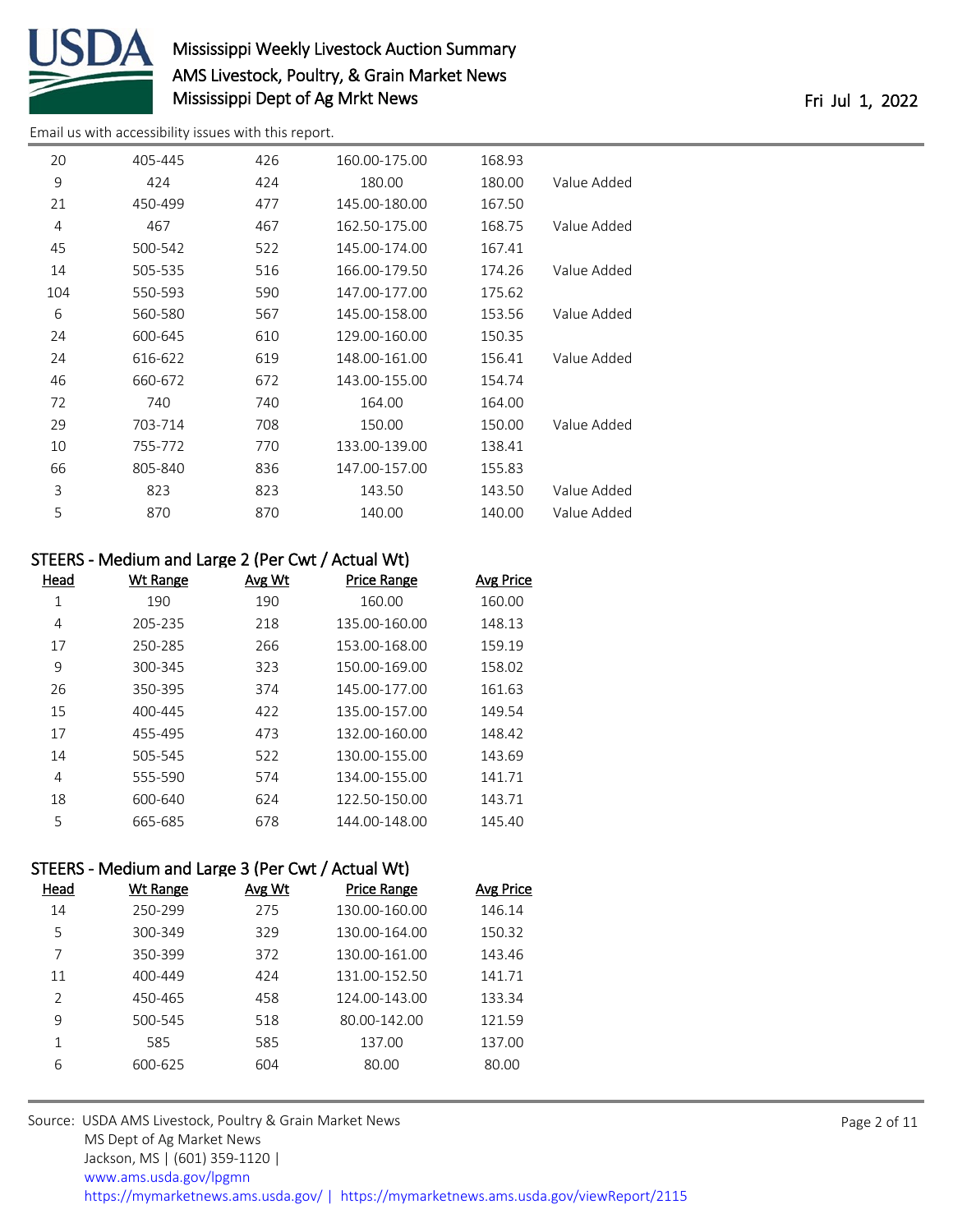| Head | Wt Range | Avg Wt | Price Range | Avg Price | |
|---|---|---|---|---|---|
| 20 | 405-445 | 426 | 160.00-175.00 | 168.93 | |
| 9 | 424 | 424 | 180.00 | 180.00 | Value Added |
| 21 | 450-499 | 477 | 145.00-180.00 | 167.50 | |
| 4 | 467 | 467 | 162.50-175.00 | 168.75 | Value Added |
| 45 | 500-542 | 522 | 145.00-174.00 | 167.41 | |
| 14 | 505-535 | 516 | 166.00-179.50 | 174.26 | Value Added |
| 104 | 550-593 | 590 | 147.00-177.00 | 175.62 | |
| 6 | 560-580 | 567 | 145.00-158.00 | 153.56 | Value Added |
| 24 | 600-645 | 610 | 129.00-160.00 | 150.35 | |
| 24 | 616-622 | 619 | 148.00-161.00 | 156.41 | Value Added |
| 46 | 660-672 | 672 | 143.00-155.00 | 154.74 | |
| 72 | 740 | 740 | 164.00 | 164.00 | |
| 29 | 703-714 | 708 | 150.00 | 150.00 | Value Added |
| 10 | 755-772 | 770 | 133.00-139.00 | 138.41 | |
| 66 | 805-840 | 836 | 147.00-157.00 | 155.83 | |
| 3 | 823 | 823 | 143.50 | 143.50 | Value Added |
| 5 | 870 | 870 | 140.00 | 140.00 | Value Added |

### STEERS - Medium and Large 2 (Per Cwt / Actual Wt)

| Head | Wt Range | Avg Wt | Price Range | Avg Price |
|---|---|---|---|---|
| 1 | 190 | 190 | 160.00 | 160.00 |
| 4 | 205-235 | 218 | 135.00-160.00 | 148.13 |
| 17 | 250-285 | 266 | 153.00-168.00 | 159.19 |
| 9 | 300-345 | 323 | 150.00-169.00 | 158.02 |
| 26 | 350-395 | 374 | 145.00-177.00 | 161.63 |
| 15 | 400-445 | 422 | 135.00-157.00 | 149.54 |
| 17 | 455-495 | 473 | 132.00-160.00 | 148.42 |
| 14 | 505-545 | 522 | 130.00-155.00 | 143.69 |
| 4 | 555-590 | 574 | 134.00-155.00 | 141.71 |
| 18 | 600-640 | 624 | 122.50-150.00 | 143.71 |
| 5 | 665-685 | 678 | 144.00-148.00 | 145.40 |

### STEERS - Medium and Large 3 (Per Cwt / Actual Wt)

| Head | Wt Range | Avg Wt | Price Range | Avg Price |
|---|---|---|---|---|
| 14 | 250-299 | 275 | 130.00-160.00 | 146.14 |
| 5 | 300-349 | 329 | 130.00-164.00 | 150.32 |
| 7 | 350-399 | 372 | 130.00-161.00 | 143.46 |
| 11 | 400-449 | 424 | 131.00-152.50 | 141.71 |
| 2 | 450-465 | 458 | 124.00-143.00 | 133.34 |
| 9 | 500-545 | 518 | 80.00-142.00 | 121.59 |
| 1 | 585 | 585 | 137.00 | 137.00 |
| 6 | 600-625 | 604 | 80.00 | 80.00 |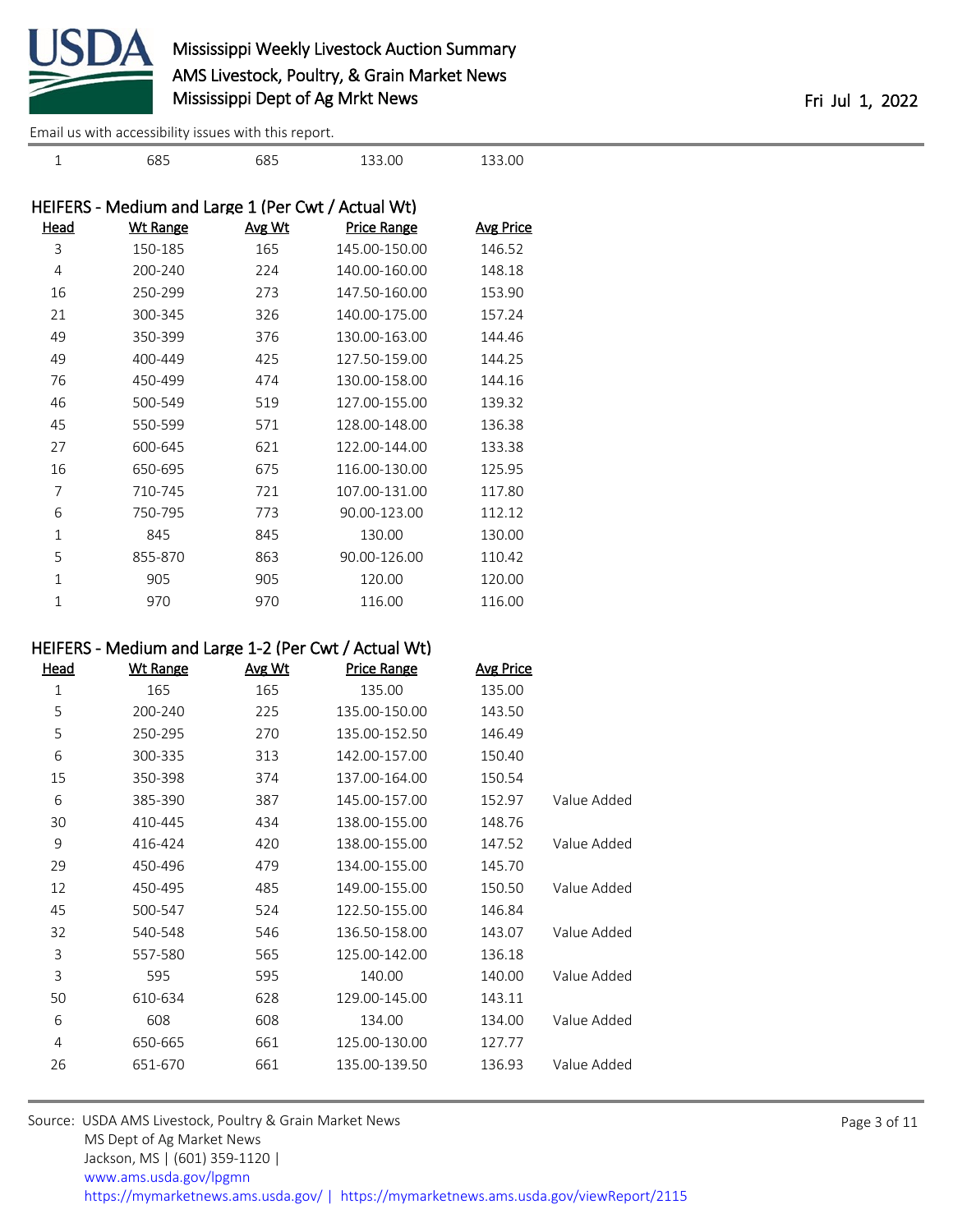Email us with accessibility issues with this report.

| | | | | |
|---|---|---|---|---|
| 1 | 685 | 685 | 133.00 | 133.00 |

### HEIFERS - Medium and Large 1 (Per Cwt / Actual Wt)

| Head | Wt Range | Avg Wt | Price Range | Avg Price |
|---|---|---|---|---|
| 3 | 150-185 | 165 | 145.00-150.00 | 146.52 |
| 4 | 200-240 | 224 | 140.00-160.00 | 148.18 |
| 16 | 250-299 | 273 | 147.50-160.00 | 153.90 |
| 21 | 300-345 | 326 | 140.00-175.00 | 157.24 |
| 49 | 350-399 | 376 | 130.00-163.00 | 144.46 |
| 49 | 400-449 | 425 | 127.50-159.00 | 144.25 |
| 76 | 450-499 | 474 | 130.00-158.00 | 144.16 |
| 46 | 500-549 | 519 | 127.00-155.00 | 139.32 |
| 45 | 550-599 | 571 | 128.00-148.00 | 136.38 |
| 27 | 600-645 | 621 | 122.00-144.00 | 133.38 |
| 16 | 650-695 | 675 | 116.00-130.00 | 125.95 |
| 7 | 710-745 | 721 | 107.00-131.00 | 117.80 |
| 6 | 750-795 | 773 | 90.00-123.00 | 112.12 |
| 1 | 845 | 845 | 130.00 | 130.00 |
| 5 | 855-870 | 863 | 90.00-126.00 | 110.42 |
| 1 | 905 | 905 | 120.00 | 120.00 |
| 1 | 970 | 970 | 116.00 | 116.00 |

### HEIFERS - Medium and Large 1-2 (Per Cwt / Actual Wt)

| Head | Wt Range | Avg Wt | Price Range | Avg Price | |
|---|---|---|---|---|---|
| 1 | 165 | 165 | 135.00 | 135.00 | |
| 5 | 200-240 | 225 | 135.00-150.00 | 143.50 | |
| 5 | 250-295 | 270 | 135.00-152.50 | 146.49 | |
| 6 | 300-335 | 313 | 142.00-157.00 | 150.40 | |
| 15 | 350-398 | 374 | 137.00-164.00 | 150.54 | |
| 6 | 385-390 | 387 | 145.00-157.00 | 152.97 | Value Added |
| 30 | 410-445 | 434 | 138.00-155.00 | 148.76 | |
| 9 | 416-424 | 420 | 138.00-155.00 | 147.52 | Value Added |
| 29 | 450-496 | 479 | 134.00-155.00 | 145.70 | |
| 12 | 450-495 | 485 | 149.00-155.00 | 150.50 | Value Added |
| 45 | 500-547 | 524 | 122.50-155.00 | 146.84 | |
| 32 | 540-548 | 546 | 136.50-158.00 | 143.07 | Value Added |
| 3 | 557-580 | 565 | 125.00-142.00 | 136.18 | |
| 3 | 595 | 595 | 140.00 | 140.00 | Value Added |
| 50 | 610-634 | 628 | 129.00-145.00 | 143.11 | |
| 6 | 608 | 608 | 134.00 | 134.00 | Value Added |
| 4 | 650-665 | 661 | 125.00-130.00 | 127.77 | |
| 26 | 651-670 | 661 | 135.00-139.50 | 136.93 | Value Added |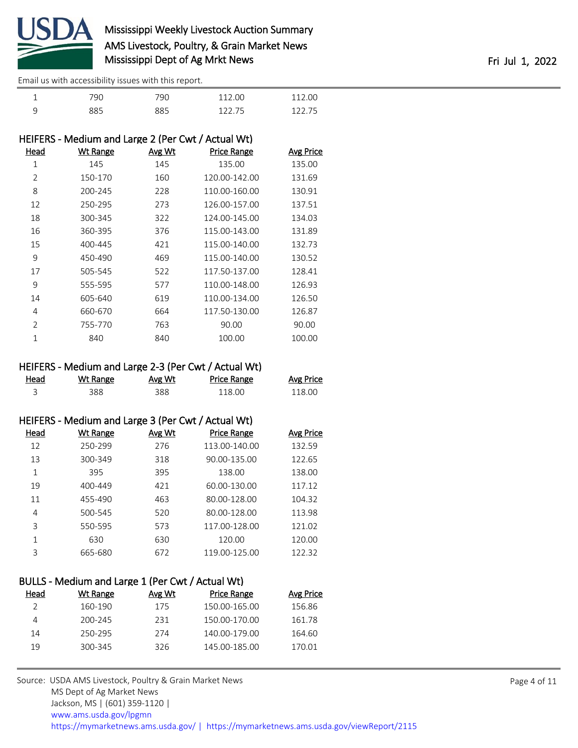| Head | Wt Range | Avg Wt | Price Range | Avg Price |
|---|---|---|---|---|
| 1 | 790 | 790 | 112.00 | 112.00 |
| 9 | 885 | 885 | 122.75 | 122.75 |

### HEIFERS - Medium and Large 2 (Per Cwt / Actual Wt)

| Head | Wt Range | Avg Wt | Price Range | Avg Price |
|---|---|---|---|---|
| 1 | 145 | 145 | 135.00 | 135.00 |
| 2 | 150-170 | 160 | 120.00-142.00 | 131.69 |
| 8 | 200-245 | 228 | 110.00-160.00 | 130.91 |
| 12 | 250-295 | 273 | 126.00-157.00 | 137.51 |
| 18 | 300-345 | 322 | 124.00-145.00 | 134.03 |
| 16 | 360-395 | 376 | 115.00-143.00 | 131.89 |
| 15 | 400-445 | 421 | 115.00-140.00 | 132.73 |
| 9 | 450-490 | 469 | 115.00-140.00 | 130.52 |
| 17 | 505-545 | 522 | 117.50-137.00 | 128.41 |
| 9 | 555-595 | 577 | 110.00-148.00 | 126.93 |
| 14 | 605-640 | 619 | 110.00-134.00 | 126.50 |
| 4 | 660-670 | 664 | 117.50-130.00 | 126.87 |
| 2 | 755-770 | 763 | 90.00 | 90.00 |
| 1 | 840 | 840 | 100.00 | 100.00 |

### HEIFERS - Medium and Large 2-3 (Per Cwt / Actual Wt)

| Head | Wt Range | Avg Wt | Price Range | Avg Price |
|---|---|---|---|---|
| 3 | 388 | 388 | 118.00 | 118.00 |

### HEIFERS - Medium and Large 3 (Per Cwt / Actual Wt)

| Head | Wt Range | Avg Wt | Price Range | Avg Price |
|---|---|---|---|---|
| 12 | 250-299 | 276 | 113.00-140.00 | 132.59 |
| 13 | 300-349 | 318 | 90.00-135.00 | 122.65 |
| 1 | 395 | 395 | 138.00 | 138.00 |
| 19 | 400-449 | 421 | 60.00-130.00 | 117.12 |
| 11 | 455-490 | 463 | 80.00-128.00 | 104.32 |
| 4 | 500-545 | 520 | 80.00-128.00 | 113.98 |
| 3 | 550-595 | 573 | 117.00-128.00 | 121.02 |
| 1 | 630 | 630 | 120.00 | 120.00 |
| 3 | 665-680 | 672 | 119.00-125.00 | 122.32 |

### BULLS - Medium and Large 1 (Per Cwt / Actual Wt)

| Head | Wt Range | Avg Wt | Price Range | Avg Price |
|---|---|---|---|---|
| 2 | 160-190 | 175 | 150.00-165.00 | 156.86 |
| 4 | 200-245 | 231 | 150.00-170.00 | 161.78 |
| 14 | 250-295 | 274 | 140.00-179.00 | 164.60 |
| 19 | 300-345 | 326 | 145.00-185.00 | 170.01 |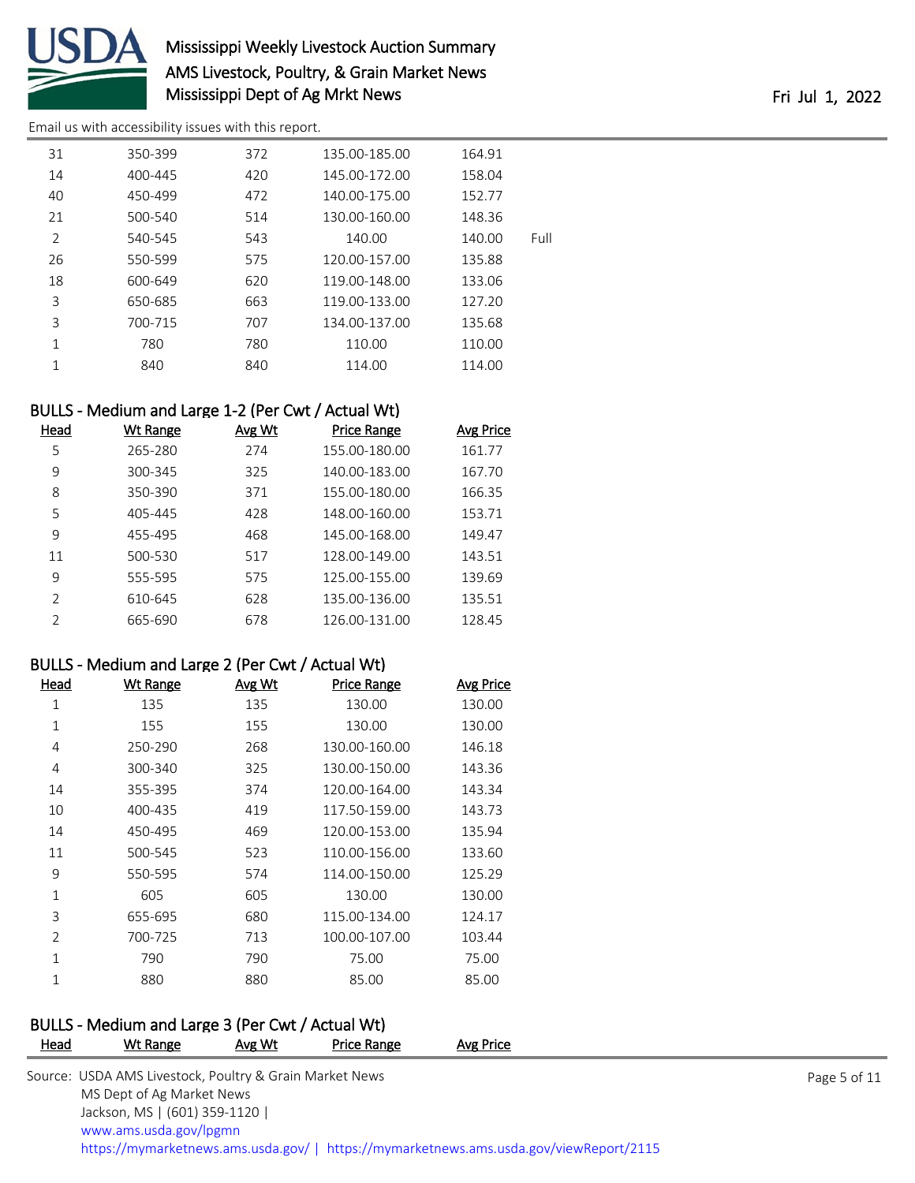| | | | | | |
|---|---|---|---|---|---|
| 31 | 350-399 | 372 | 135.00-185.00 | 164.91 | |
| 14 | 400-445 | 420 | 145.00-172.00 | 158.04 | |
| 40 | 450-499 | 472 | 140.00-175.00 | 152.77 | |
| 21 | 500-540 | 514 | 130.00-160.00 | 148.36 | |
| 2 | 540-545 | 543 | 140.00 | 140.00 | Full |
| 26 | 550-599 | 575 | 120.00-157.00 | 135.88 | |
| 18 | 600-649 | 620 | 119.00-148.00 | 133.06 | |
| 3 | 650-685 | 663 | 119.00-133.00 | 127.20 | |
| 3 | 700-715 | 707 | 134.00-137.00 | 135.68 | |
| 1 | 780 | 780 | 110.00 | 110.00 | |
| 1 | 840 | 840 | 114.00 | 114.00 | |

## BULLS - Medium and Large 1-2 (Per Cwt / Actual Wt)

| Head | Wt Range | Avg Wt | Price Range | Avg Price |
|---|---|---|---|---|
| 5 | 265-280 | 274 | 155.00-180.00 | 161.77 |
| 9 | 300-345 | 325 | 140.00-183.00 | 167.70 |
| 8 | 350-390 | 371 | 155.00-180.00 | 166.35 |
| 5 | 405-445 | 428 | 148.00-160.00 | 153.71 |
| 9 | 455-495 | 468 | 145.00-168.00 | 149.47 |
| 11 | 500-530 | 517 | 128.00-149.00 | 143.51 |
| 9 | 555-595 | 575 | 125.00-155.00 | 139.69 |
| 2 | 610-645 | 628 | 135.00-136.00 | 135.51 |
| 2 | 665-690 | 678 | 126.00-131.00 | 128.45 |

## BULLS - Medium and Large 2 (Per Cwt / Actual Wt)

| Head | Wt Range | Avg Wt | Price Range | Avg Price |
|---|---|---|---|---|
| 1 | 135 | 135 | 130.00 | 130.00 |
| 1 | 155 | 155 | 130.00 | 130.00 |
| 4 | 250-290 | 268 | 130.00-160.00 | 146.18 |
| 4 | 300-340 | 325 | 130.00-150.00 | 143.36 |
| 14 | 355-395 | 374 | 120.00-164.00 | 143.34 |
| 10 | 400-435 | 419 | 117.50-159.00 | 143.73 |
| 14 | 450-495 | 469 | 120.00-153.00 | 135.94 |
| 11 | 500-545 | 523 | 110.00-156.00 | 133.60 |
| 9 | 550-595 | 574 | 114.00-150.00 | 125.29 |
| 1 | 605 | 605 | 130.00 | 130.00 |
| 3 | 655-695 | 680 | 115.00-134.00 | 124.17 |
| 2 | 700-725 | 713 | 100.00-107.00 | 103.44 |
| 1 | 790 | 790 | 75.00 | 75.00 |
| 1 | 880 | 880 | 85.00 | 85.00 |

## BULLS - Medium and Large 3 (Per Cwt / Actual Wt)

| Head | Wt Range | Avg Wt | Price Range | Avg Price |
|---|---|---|---|---|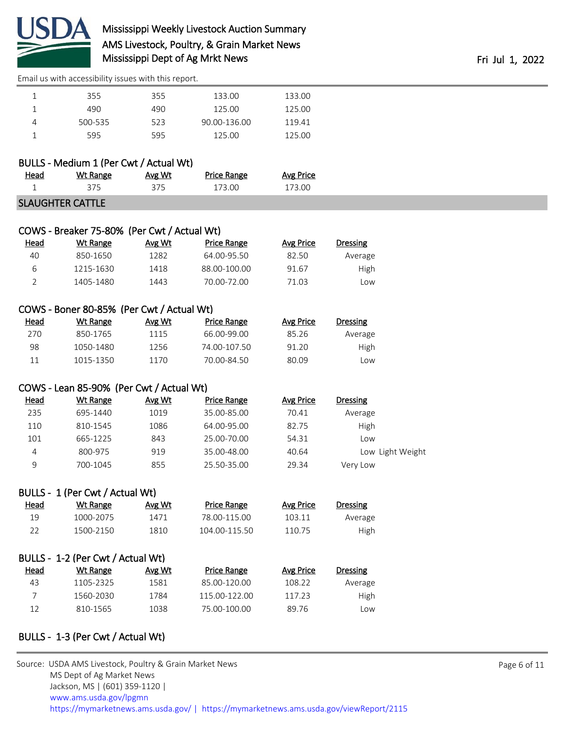Email us with accessibility issues with this report.

| Head | Wt Range | Avg Wt | Price Range | Avg Price |
|---|---|---|---|---|
| 1 | 355 | 355 | 133.00 | 133.00 |
| 1 | 490 | 490 | 125.00 | 125.00 |
| 4 | 500-535 | 523 | 90.00-136.00 | 119.41 |
| 1 | 595 | 595 | 125.00 | 125.00 |

### BULLS - Medium 1 (Per Cwt / Actual Wt)

| Head | Wt Range | Avg Wt | Price Range | Avg Price |
|---|---|---|---|---|
| 1 | 375 | 375 | 173.00 | 173.00 |

## SLAUGHTER CATTLE

### COWS - Breaker 75-80% (Per Cwt / Actual Wt)

| Head | Wt Range | Avg Wt | Price Range | Avg Price | Dressing |
|---|---|---|---|---|---|
| 40 | 850-1650 | 1282 | 64.00-95.50 | 82.50 | Average |
| 6 | 1215-1630 | 1418 | 88.00-100.00 | 91.67 | High |
| 2 | 1405-1480 | 1443 | 70.00-72.00 | 71.03 | Low |

### COWS - Boner 80-85% (Per Cwt / Actual Wt)

| Head | Wt Range | Avg Wt | Price Range | Avg Price | Dressing |
|---|---|---|---|---|---|
| 270 | 850-1765 | 1115 | 66.00-99.00 | 85.26 | Average |
| 98 | 1050-1480 | 1256 | 74.00-107.50 | 91.20 | High |
| 11 | 1015-1350 | 1170 | 70.00-84.50 | 80.09 | Low |

### COWS - Lean 85-90% (Per Cwt / Actual Wt)

| Head | Wt Range | Avg Wt | Price Range | Avg Price | Dressing |
|---|---|---|---|---|---|
| 235 | 695-1440 | 1019 | 35.00-85.00 | 70.41 | Average |
| 110 | 810-1545 | 1086 | 64.00-95.00 | 82.75 | High |
| 101 | 665-1225 | 843 | 25.00-70.00 | 54.31 | Low |
| 4 | 800-975 | 919 | 35.00-48.00 | 40.64 | Low Light Weight |
| 9 | 700-1045 | 855 | 25.50-35.00 | 29.34 | Very Low |

### BULLS - 1 (Per Cwt / Actual Wt)

| Head | Wt Range | Avg Wt | Price Range | Avg Price | Dressing |
|---|---|---|---|---|---|
| 19 | 1000-2075 | 1471 | 78.00-115.00 | 103.11 | Average |
| 22 | 1500-2150 | 1810 | 104.00-115.50 | 110.75 | High |

### BULLS - 1-2 (Per Cwt / Actual Wt)

| Head | Wt Range | Avg Wt | Price Range | Avg Price | Dressing |
|---|---|---|---|---|---|
| 43 | 1105-2325 | 1581 | 85.00-120.00 | 108.22 | Average |
| 7 | 1560-2030 | 1784 | 115.00-122.00 | 117.23 | High |
| 12 | 810-1565 | 1038 | 75.00-100.00 | 89.76 | Low |

### BULLS - 1-3 (Per Cwt / Actual Wt)

Source: USDA AMS Livestock, Poultry & Grain Market News
MS Dept of Ag Market News
Jackson, MS | (601) 359-1120 |
www.ams.usda.gov/lpgmn
https://mymarketnews.ams.usda.gov/ | https://mymarketnews.ams.usda.gov/viewReport/2115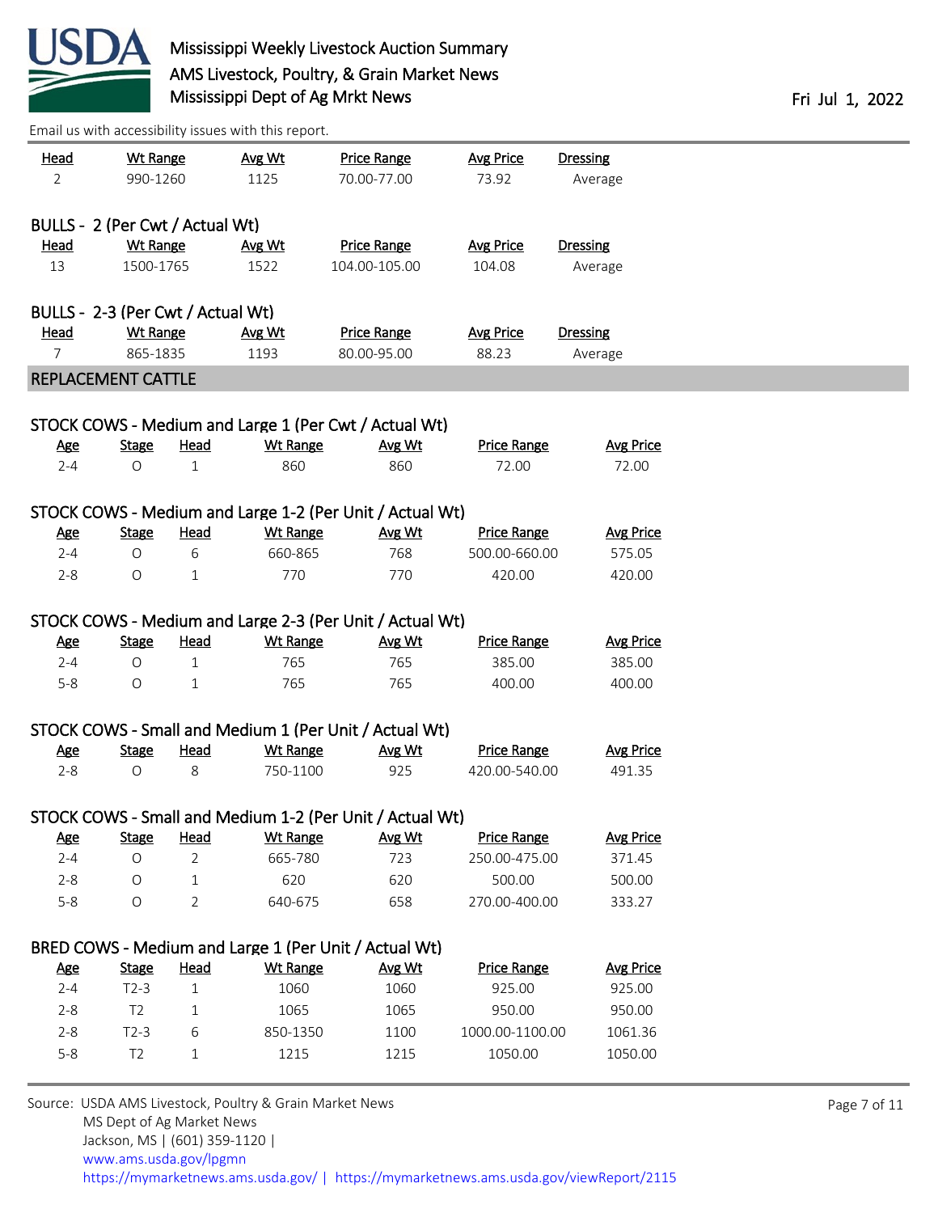| Head | Wt Range | Avg Wt | Price Range | Avg Price | Dressing |
|---|---|---|---|---|---|
| 2 | 990-1260 | 1125 | 70.00-77.00 | 73.92 | Average |

BULLS - 2 (Per Cwt / Actual Wt)

| Head | Wt Range | Avg Wt | Price Range | Avg Price | Dressing |
|---|---|---|---|---|---|
| 13 | 1500-1765 | 1522 | 104.00-105.00 | 104.08 | Average |

BULLS - 2-3 (Per Cwt / Actual Wt)

| Head | Wt Range | Avg Wt | Price Range | Avg Price | Dressing |
|---|---|---|---|---|---|
| 7 | 865-1835 | 1193 | 80.00-95.00 | 88.23 | Average |

## REPLACEMENT CATTLE

STOCK COWS - Medium and Large 1 (Per Cwt / Actual Wt)

| Age | Stage | Head | Wt Range | Avg Wt | Price Range | Avg Price |
|---|---|---|---|---|---|---|
| 2-4 | O | 1 | 860 | 860 | 72.00 | 72.00 |

STOCK COWS - Medium and Large 1-2 (Per Unit / Actual Wt)

| Age | Stage | Head | Wt Range | Avg Wt | Price Range | Avg Price |
|---|---|---|---|---|---|---|
| 2-4 | O | 6 | 660-865 | 768 | 500.00-660.00 | 575.05 |
| 2-8 | O | 1 | 770 | 770 | 420.00 | 420.00 |

STOCK COWS - Medium and Large 2-3 (Per Unit / Actual Wt)

| Age | Stage | Head | Wt Range | Avg Wt | Price Range | Avg Price |
|---|---|---|---|---|---|---|
| 2-4 | O | 1 | 765 | 765 | 385.00 | 385.00 |
| 5-8 | O | 1 | 765 | 765 | 400.00 | 400.00 |

STOCK COWS - Small and Medium 1 (Per Unit / Actual Wt)

| Age | Stage | Head | Wt Range | Avg Wt | Price Range | Avg Price |
|---|---|---|---|---|---|---|
| 2-8 | O | 8 | 750-1100 | 925 | 420.00-540.00 | 491.35 |

STOCK COWS - Small and Medium 1-2 (Per Unit / Actual Wt)

| Age | Stage | Head | Wt Range | Avg Wt | Price Range | Avg Price |
|---|---|---|---|---|---|---|
| 2-4 | O | 2 | 665-780 | 723 | 250.00-475.00 | 371.45 |
| 2-8 | O | 1 | 620 | 620 | 500.00 | 500.00 |
| 5-8 | O | 2 | 640-675 | 658 | 270.00-400.00 | 333.27 |

BRED COWS - Medium and Large 1 (Per Unit / Actual Wt)

| Age | Stage | Head | Wt Range | Avg Wt | Price Range | Avg Price |
|---|---|---|---|---|---|---|
| 2-4 | T2-3 | 1 | 1060 | 1060 | 925.00 | 925.00 |
| 2-8 | T2 | 1 | 1065 | 1065 | 950.00 | 950.00 |
| 2-8 | T2-3 | 6 | 850-1350 | 1100 | 1000.00-1100.00 | 1061.36 |
| 5-8 | T2 | 1 | 1215 | 1215 | 1050.00 | 1050.00 |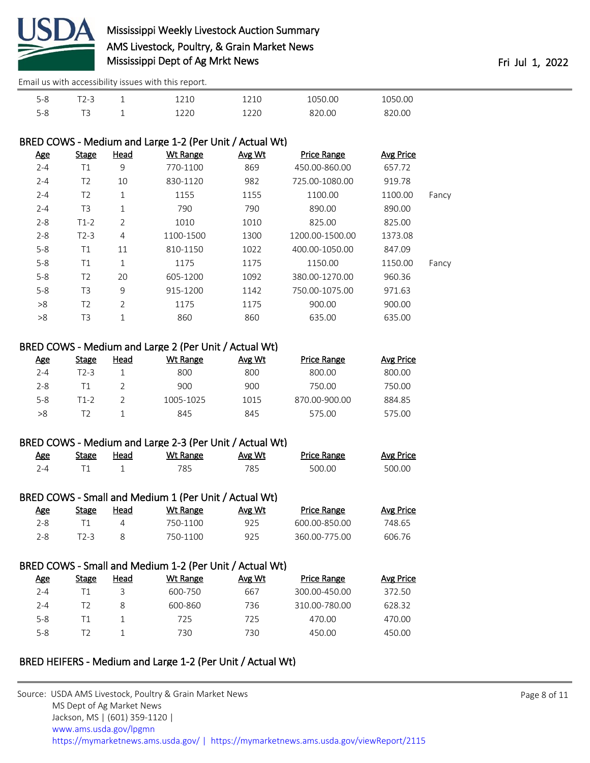| Age | Stage | Head | Wt Range | Avg Wt | Price Range | Avg Price | |
|---|---|---|---|---|---|---|---|
| 5-8 | T2-3 | 1 | 1210 | 1210 | 1050.00 | 1050.00 | |
| 5-8 | T3 | 1 | 1220 | 1220 | 820.00 | 820.00 | |

## BRED COWS - Medium and Large 1-2 (Per Unit / Actual Wt)

| Age | Stage | Head | Wt Range | Avg Wt | Price Range | Avg Price | |
|---|---|---|---|---|---|---|---|
| 2-4 | T1 | 9 | 770-1100 | 869 | 450.00-860.00 | 657.72 | |
| 2-4 | T2 | 10 | 830-1120 | 982 | 725.00-1080.00 | 919.78 | |
| 2-4 | T2 | 1 | 1155 | 1155 | 1100.00 | 1100.00 | Fancy |
| 2-4 | T3 | 1 | 790 | 790 | 890.00 | 890.00 | |
| 2-8 | T1-2 | 2 | 1010 | 1010 | 825.00 | 825.00 | |
| 2-8 | T2-3 | 4 | 1100-1500 | 1300 | 1200.00-1500.00 | 1373.08 | |
| 5-8 | T1 | 11 | 810-1150 | 1022 | 400.00-1050.00 | 847.09 | |
| 5-8 | T1 | 1 | 1175 | 1175 | 1150.00 | 1150.00 | Fancy |
| 5-8 | T2 | 20 | 605-1200 | 1092 | 380.00-1270.00 | 960.36 | |
| 5-8 | T3 | 9 | 915-1200 | 1142 | 750.00-1075.00 | 971.63 | |
| >8 | T2 | 2 | 1175 | 1175 | 900.00 | 900.00 | |
| >8 | T3 | 1 | 860 | 860 | 635.00 | 635.00 | |

## BRED COWS - Medium and Large 2 (Per Unit / Actual Wt)

| Age | Stage | Head | Wt Range | Avg Wt | Price Range | Avg Price |
|---|---|---|---|---|---|---|
| 2-4 | T2-3 | 1 | 800 | 800 | 800.00 | 800.00 |
| 2-8 | T1 | 2 | 900 | 900 | 750.00 | 750.00 |
| 5-8 | T1-2 | 2 | 1005-1025 | 1015 | 870.00-900.00 | 884.85 |
| >8 | T2 | 1 | 845 | 845 | 575.00 | 575.00 |

## BRED COWS - Medium and Large 2-3 (Per Unit / Actual Wt)

| Age | Stage | Head | Wt Range | Avg Wt | Price Range | Avg Price |
|---|---|---|---|---|---|---|
| 2-4 | T1 | 1 | 785 | 785 | 500.00 | 500.00 |

## BRED COWS - Small and Medium 1 (Per Unit / Actual Wt)

| Age | Stage | Head | Wt Range | Avg Wt | Price Range | Avg Price |
|---|---|---|---|---|---|---|
| 2-8 | T1 | 4 | 750-1100 | 925 | 600.00-850.00 | 748.65 |
| 2-8 | T2-3 | 8 | 750-1100 | 925 | 360.00-775.00 | 606.76 |

## BRED COWS - Small and Medium 1-2 (Per Unit / Actual Wt)

| Age | Stage | Head | Wt Range | Avg Wt | Price Range | Avg Price |
|---|---|---|---|---|---|---|
| 2-4 | T1 | 3 | 600-750 | 667 | 300.00-450.00 | 372.50 |
| 2-4 | T2 | 8 | 600-860 | 736 | 310.00-780.00 | 628.32 |
| 5-8 | T1 | 1 | 725 | 725 | 470.00 | 470.00 |
| 5-8 | T2 | 1 | 730 | 730 | 450.00 | 450.00 |

## BRED HEIFERS - Medium and Large 1-2 (Per Unit / Actual Wt)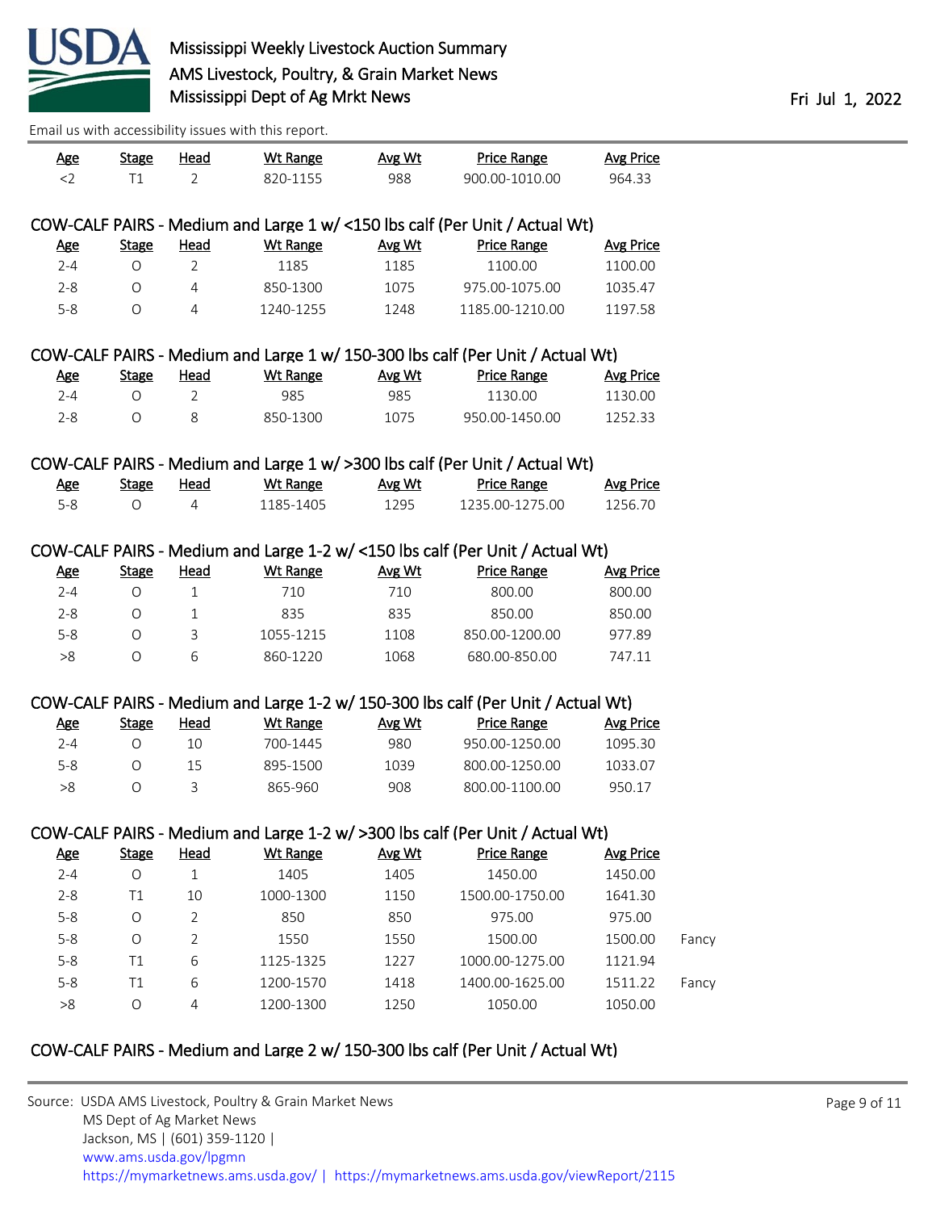Email us with accessibility issues with this report.

| Age | Stage | Head | Wt Range | Avg Wt | Price Range | Avg Price |
|---|---|---|---|---|---|---|
| <2 | T1 | 2 | 820-1155 | 988 | 900.00-1010.00 | 964.33 |

## COW-CALF PAIRS - Medium and Large 1 w/ <150 lbs calf (Per Unit / Actual Wt)

| Age | Stage | Head | Wt Range | Avg Wt | Price Range | Avg Price |
|---|---|---|---|---|---|---|
| 2-4 | O | 2 | 1185 | 1185 | 1100.00 | 1100.00 |
| 2-8 | O | 4 | 850-1300 | 1075 | 975.00-1075.00 | 1035.47 |
| 5-8 | O | 4 | 1240-1255 | 1248 | 1185.00-1210.00 | 1197.58 |

## COW-CALF PAIRS - Medium and Large 1 w/ 150-300 lbs calf (Per Unit / Actual Wt)

| Age | Stage | Head | Wt Range | Avg Wt | Price Range | Avg Price |
|---|---|---|---|---|---|---|
| 2-4 | O | 2 | 985 | 985 | 1130.00 | 1130.00 |
| 2-8 | O | 8 | 850-1300 | 1075 | 950.00-1450.00 | 1252.33 |

## COW-CALF PAIRS - Medium and Large 1 w/ >300 lbs calf (Per Unit / Actual Wt)

| Age | Stage | Head | Wt Range | Avg Wt | Price Range | Avg Price |
|---|---|---|---|---|---|---|
| 5-8 | O | 4 | 1185-1405 | 1295 | 1235.00-1275.00 | 1256.70 |

## COW-CALF PAIRS - Medium and Large 1-2 w/ <150 lbs calf (Per Unit / Actual Wt)

| Age | Stage | Head | Wt Range | Avg Wt | Price Range | Avg Price |
|---|---|---|---|---|---|---|
| 2-4 | O | 1 | 710 | 710 | 800.00 | 800.00 |
| 2-8 | O | 1 | 835 | 835 | 850.00 | 850.00 |
| 5-8 | O | 3 | 1055-1215 | 1108 | 850.00-1200.00 | 977.89 |
| >8 | O | 6 | 860-1220 | 1068 | 680.00-850.00 | 747.11 |

## COW-CALF PAIRS - Medium and Large 1-2 w/ 150-300 lbs calf (Per Unit / Actual Wt)

| Age | Stage | Head | Wt Range | Avg Wt | Price Range | Avg Price |
|---|---|---|---|---|---|---|
| 2-4 | O | 10 | 700-1445 | 980 | 950.00-1250.00 | 1095.30 |
| 5-8 | O | 15 | 895-1500 | 1039 | 800.00-1250.00 | 1033.07 |
| >8 | O | 3 | 865-960 | 908 | 800.00-1100.00 | 950.17 |

## COW-CALF PAIRS - Medium and Large 1-2 w/ >300 lbs calf (Per Unit / Actual Wt)

| Age | Stage | Head | Wt Range | Avg Wt | Price Range | Avg Price | |
|---|---|---|---|---|---|---|---|
| 2-4 | O | 1 | 1405 | 1405 | 1450.00 | 1450.00 | |
| 2-8 | T1 | 10 | 1000-1300 | 1150 | 1500.00-1750.00 | 1641.30 | |
| 5-8 | O | 2 | 850 | 850 | 975.00 | 975.00 | |
| 5-8 | O | 2 | 1550 | 1550 | 1500.00 | 1500.00 | Fancy |
| 5-8 | T1 | 6 | 1125-1325 | 1227 | 1000.00-1275.00 | 1121.94 | |
| 5-8 | T1 | 6 | 1200-1570 | 1418 | 1400.00-1625.00 | 1511.22 | Fancy |
| >8 | O | 4 | 1200-1300 | 1250 | 1050.00 | 1050.00 | |

## COW-CALF PAIRS - Medium and Large 2 w/ 150-300 lbs calf (Per Unit / Actual Wt)

Source: USDA AMS Livestock, Poultry & Grain Market News
MS Dept of Ag Market News
Jackson, MS | (601) 359-1120 |
www.ams.usda.gov/lpgmn
https://mymarketnews.ams.usda.gov/ | https://mymarketnews.ams.usda.gov/viewReport/2115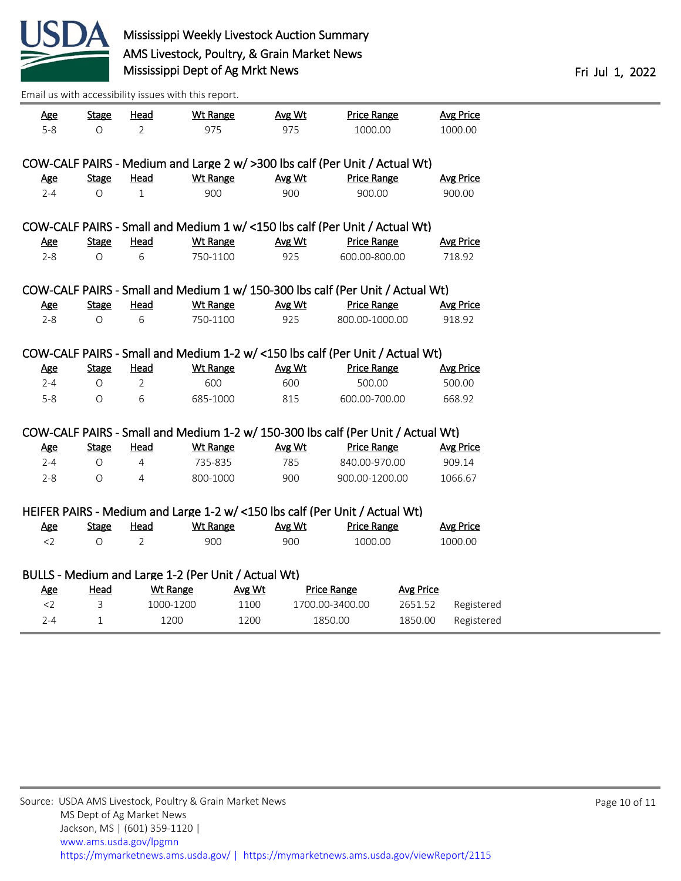Mississippi Weekly Livestock Auction Summary
AMS Livestock, Poultry, & Grain Market News
Mississippi Dept of Ag Mrkt News

Fri Jul 1, 2022

Email us with accessibility issues with this report.

| Age | Stage | Head | Wt Range | Avg Wt | Price Range | Avg Price |
|---|---|---|---|---|---|---|
| 5-8 | O | 2 | 975 | 975 | 1000.00 | 1000.00 |

### COW-CALF PAIRS - Medium and Large 2 w/ >300 lbs calf (Per Unit / Actual Wt)

| Age | Stage | Head | Wt Range | Avg Wt | Price Range | Avg Price |
|---|---|---|---|---|---|---|
| 2-4 | O | 1 | 900 | 900 | 900.00 | 900.00 |

### COW-CALF PAIRS - Small and Medium 1 w/ <150 lbs calf (Per Unit / Actual Wt)

| Age | Stage | Head | Wt Range | Avg Wt | Price Range | Avg Price |
|---|---|---|---|---|---|---|
| 2-8 | O | 6 | 750-1100 | 925 | 600.00-800.00 | 718.92 |

### COW-CALF PAIRS - Small and Medium 1 w/ 150-300 lbs calf (Per Unit / Actual Wt)

| Age | Stage | Head | Wt Range | Avg Wt | Price Range | Avg Price |
|---|---|---|---|---|---|---|
| 2-8 | O | 6 | 750-1100 | 925 | 800.00-1000.00 | 918.92 |

### COW-CALF PAIRS - Small and Medium 1-2 w/ <150 lbs calf (Per Unit / Actual Wt)

| Age | Stage | Head | Wt Range | Avg Wt | Price Range | Avg Price |
|---|---|---|---|---|---|---|
| 2-4 | O | 2 | 600 | 600 | 500.00 | 500.00 |
| 5-8 | O | 6 | 685-1000 | 815 | 600.00-700.00 | 668.92 |

### COW-CALF PAIRS - Small and Medium 1-2 w/ 150-300 lbs calf (Per Unit / Actual Wt)

| Age | Stage | Head | Wt Range | Avg Wt | Price Range | Avg Price |
|---|---|---|---|---|---|---|
| 2-4 | O | 4 | 735-835 | 785 | 840.00-970.00 | 909.14 |
| 2-8 | O | 4 | 800-1000 | 900 | 900.00-1200.00 | 1066.67 |

### HEIFER PAIRS - Medium and Large 1-2 w/ <150 lbs calf (Per Unit / Actual Wt)

| Age | Stage | Head | Wt Range | Avg Wt | Price Range | Avg Price |
|---|---|---|---|---|---|---|
| <2 | O | 2 | 900 | 900 | 1000.00 | 1000.00 |

### BULLS - Medium and Large 1-2 (Per Unit / Actual Wt)

| Age | Head | Wt Range | Avg Wt | Price Range | Avg Price | |
|---|---|---|---|---|---|---|
| <2 | 3 | 1000-1200 | 1100 | 1700.00-3400.00 | 2651.52 | Registered |
| 2-4 | 1 | 1200 | 1200 | 1850.00 | 1850.00 | Registered |

Source: USDA AMS Livestock, Poultry & Grain Market News
MS Dept of Ag Market News
Jackson, MS | (601) 359-1120 |
www.ams.usda.gov/lpgmn
https://mymarketnews.ams.usda.gov/ | https://mymarketnews.ams.usda.gov/viewReport/2115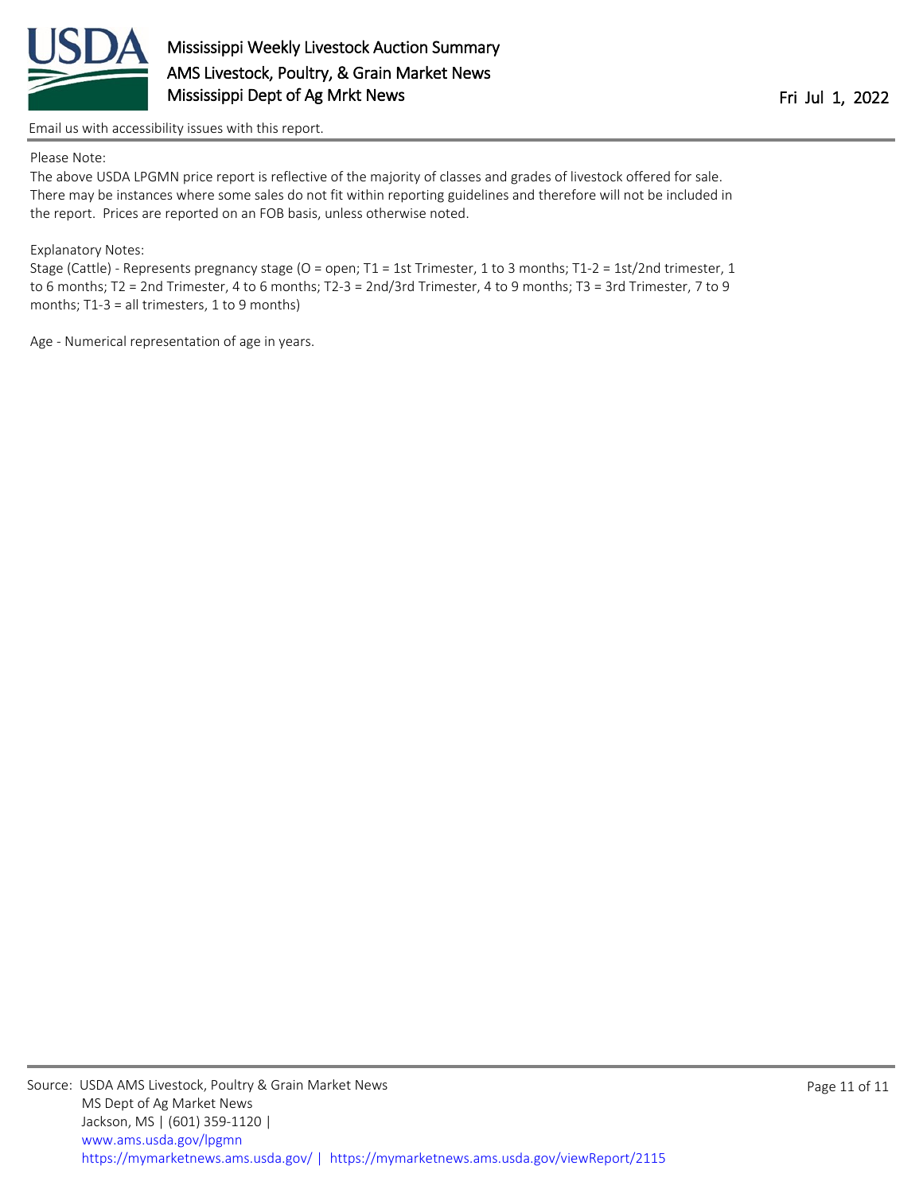Please Note:

The above USDA LPGMN price report is reflective of the majority of classes and grades of livestock offered for sale. There may be instances where some sales do not fit within reporting guidelines and therefore will not be included in the report. Prices are reported on an FOB basis, unless otherwise noted.

Explanatory Notes:

Stage (Cattle) - Represents pregnancy stage (O = open; T1 = 1st Trimester, 1 to 3 months; T1-2 = 1st/2nd trimester, 1 to 6 months; T2 = 2nd Trimester, 4 to 6 months; T2-3 = 2nd/3rd Trimester, 4 to 9 months; T3 = 3rd Trimester, 7 to 9 months; T1-3 = all trimesters, 1 to 9 months)

Age - Numerical representation of age in years.